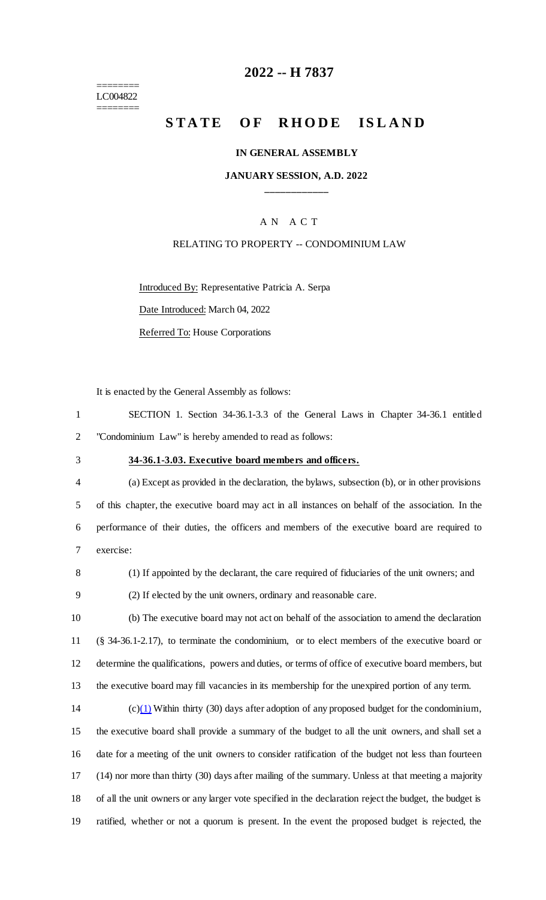========
LC004822
========

# 2022 -- H 7837

# STATE OF RHODE ISLAND

**IN GENERAL ASSEMBLY**

**JANUARY SESSION, A.D. 2022**

____________

A N A C T

RELATING TO PROPERTY -- CONDOMINIUM LAW

Introduced By: Representative Patricia A. Serpa

Date Introduced: March 04, 2022

Referred To: House Corporations

It is enacted by the General Assembly as follows:

1 SECTION 1. Section 34-36.1-3.3 of the General Laws in Chapter 34-36.1 entitled
2 "Condominium Law" is hereby amended to read as follows:

3 **34-36.1-3.03. Executive board members and officers.**

4 (a) Except as provided in the declaration, the bylaws, subsection (b), or in other provisions
5 of this chapter, the executive board may act in all instances on behalf of the association. In the
6 performance of their duties, the officers and members of the executive board are required to
7 exercise:

8 (1) If appointed by the declarant, the care required of fiduciaries of the unit owners; and

9 (2) If elected by the unit owners, ordinary and reasonable care.

10 (b) The executive board may not act on behalf of the association to amend the declaration
11 (§ 34-36.1-2.17), to terminate the condominium, or to elect members of the executive board or
12 determine the qualifications, powers and duties, or terms of office of executive board members, but
13 the executive board may fill vacancies in its membership for the unexpired portion of any term.

14 (c)(1) Within thirty (30) days after adoption of any proposed budget for the condominium,
15 the executive board shall provide a summary of the budget to all the unit owners, and shall set a
16 date for a meeting of the unit owners to consider ratification of the budget not less than fourteen
17 (14) nor more than thirty (30) days after mailing of the summary. Unless at that meeting a majority
18 of all the unit owners or any larger vote specified in the declaration reject the budget, the budget is
19 ratified, whether or not a quorum is present. In the event the proposed budget is rejected, the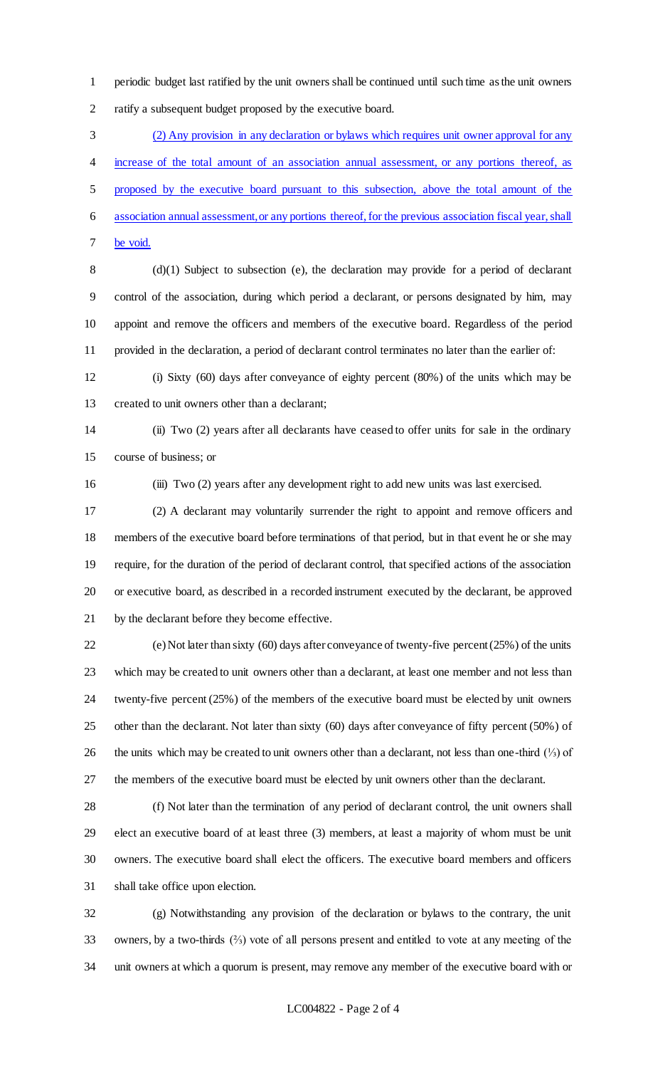periodic budget last ratified by the unit owners shall be continued until such time as the unit owners ratify a subsequent budget proposed by the executive board.

(2) Any provision in any declaration or bylaws which requires unit owner approval for any increase of the total amount of an association annual assessment, or any portions thereof, as proposed by the executive board pursuant to this subsection, above the total amount of the association annual assessment, or any portions thereof, for the previous association fiscal year, shall be void.

(d)(1) Subject to subsection (e), the declaration may provide for a period of declarant control of the association, during which period a declarant, or persons designated by him, may appoint and remove the officers and members of the executive board. Regardless of the period provided in the declaration, a period of declarant control terminates no later than the earlier of:

(i) Sixty (60) days after conveyance of eighty percent (80%) of the units which may be created to unit owners other than a declarant;

(ii) Two (2) years after all declarants have ceased to offer units for sale in the ordinary course of business; or

(iii) Two (2) years after any development right to add new units was last exercised.

(2) A declarant may voluntarily surrender the right to appoint and remove officers and members of the executive board before terminations of that period, but in that event he or she may require, for the duration of the period of declarant control, that specified actions of the association or executive board, as described in a recorded instrument executed by the declarant, be approved by the declarant before they become effective.

(e) Not later than sixty (60) days after conveyance of twenty-five percent (25%) of the units which may be created to unit owners other than a declarant, at least one member and not less than twenty-five percent (25%) of the members of the executive board must be elected by unit owners other than the declarant. Not later than sixty (60) days after conveyance of fifty percent (50%) of the units which may be created to unit owners other than a declarant, not less than one-third (⅓) of the members of the executive board must be elected by unit owners other than the declarant.

(f) Not later than the termination of any period of declarant control, the unit owners shall elect an executive board of at least three (3) members, at least a majority of whom must be unit owners. The executive board shall elect the officers. The executive board members and officers shall take office upon election.

(g) Notwithstanding any provision of the declaration or bylaws to the contrary, the unit owners, by a two-thirds (⅔) vote of all persons present and entitled to vote at any meeting of the unit owners at which a quorum is present, may remove any member of the executive board with or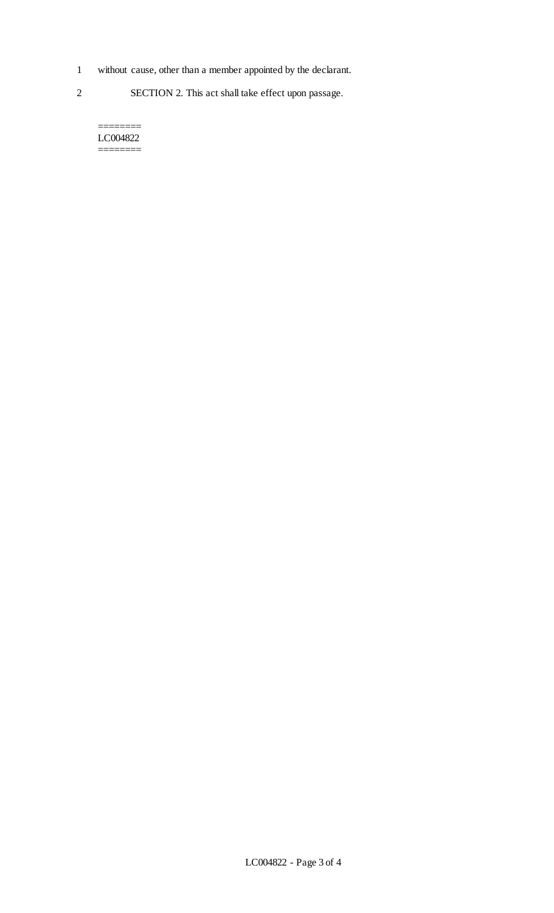1 without cause, other than a member appointed by the declarant.

2 SECTION 2. This act shall take effect upon passage.

========
LC004822
========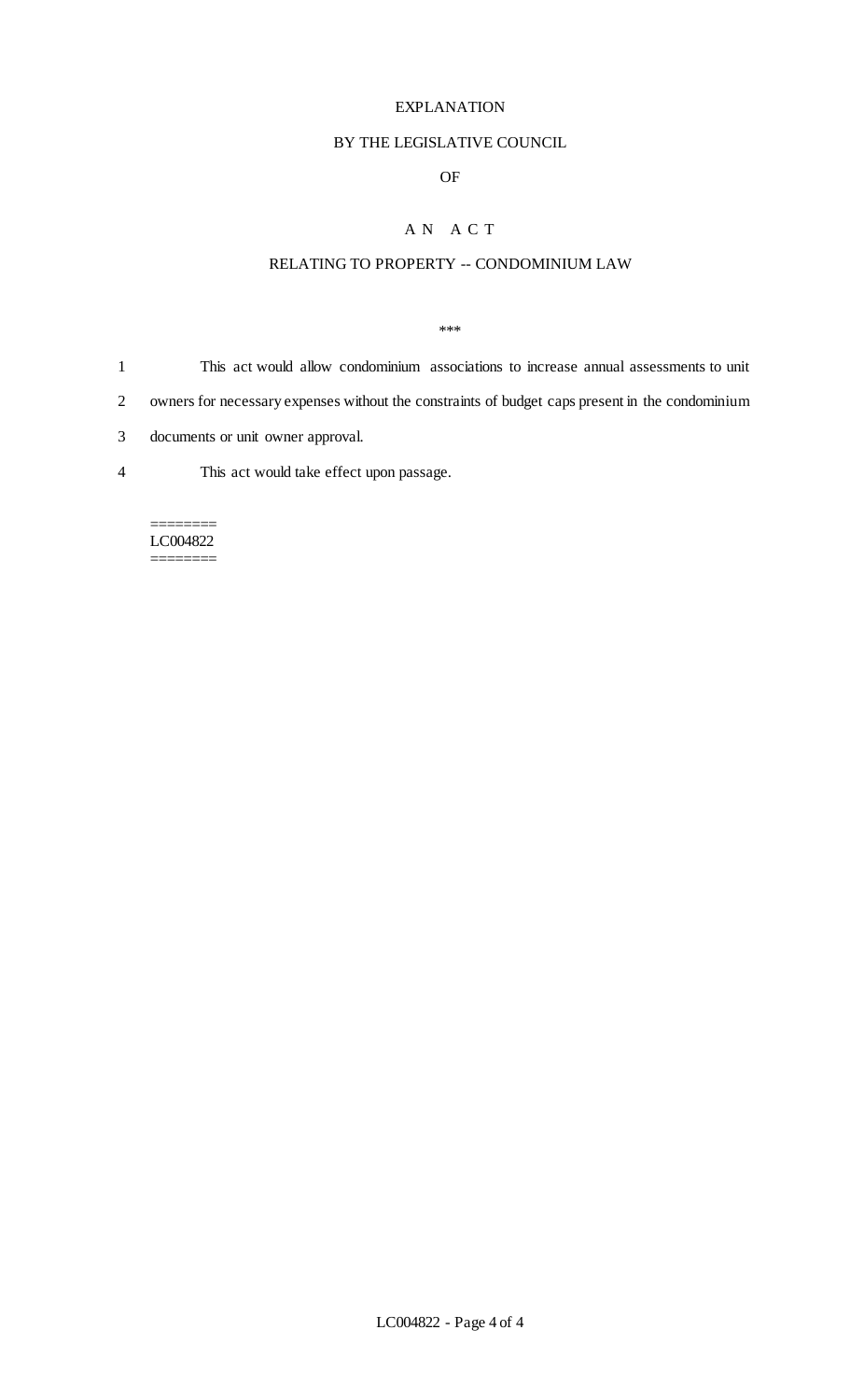EXPLANATION

BY THE LEGISLATIVE COUNCIL

OF

A N A C T

RELATING TO PROPERTY -- CONDOMINIUM LAW

\*\*\*

This act would allow condominium associations to increase annual assessments to unit owners for necessary expenses without the constraints of budget caps present in the condominium documents or unit owner approval.

This act would take effect upon passage.

========
LC004822
========